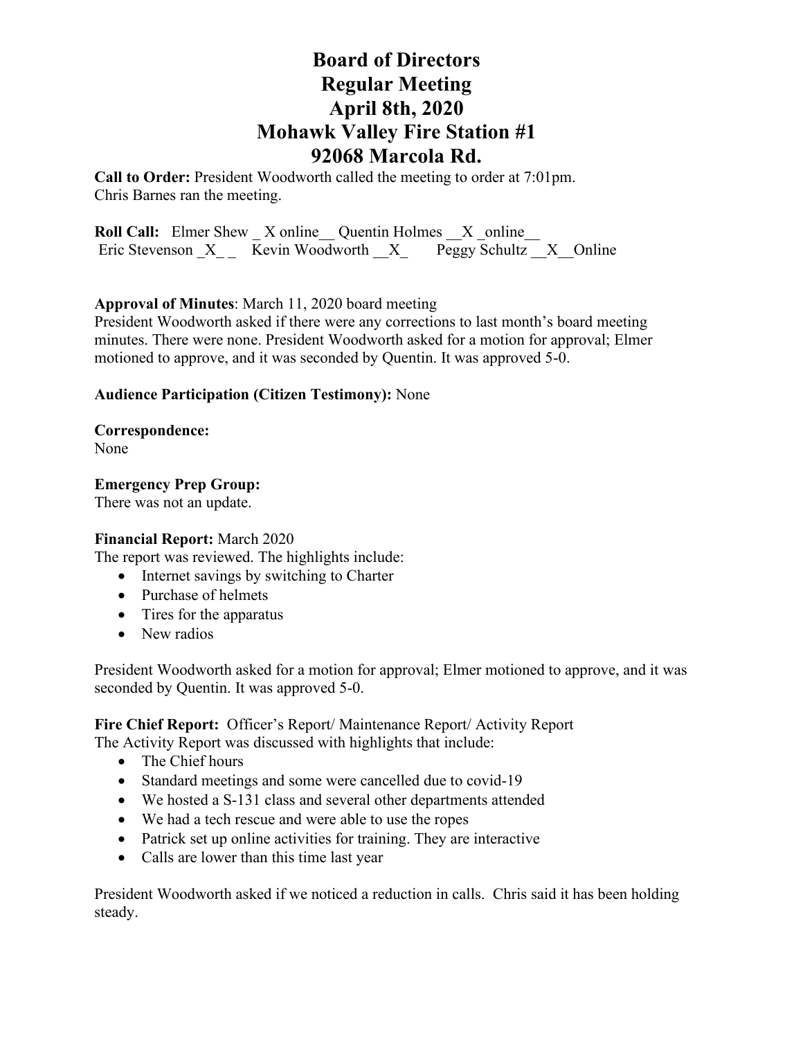# Board of Directors
# Regular Meeting
# April 8th, 2020
# Mohawk Valley Fire Station #1
# 92068 Marcola Rd.

**Call to Order:** President Woodworth called the meeting to order at 7:01pm.
Chris Barnes ran the meeting.

**Roll Call:** Elmer Shew _ X online__ Quentin Holmes __X _online__
Eric Stevenson _X_ _ Kevin Woodworth __X_ Peggy Schultz __X__Online

**Approval of Minutes**: March 11, 2020 board meeting
President Woodworth asked if there were any corrections to last month's board meeting minutes. There were none. President Woodworth asked for a motion for approval; Elmer motioned to approve, and it was seconded by Quentin. It was approved 5-0.

**Audience Participation (Citizen Testimony):** None

**Correspondence:**
None

**Emergency Prep Group:**
There was not an update.

**Financial Report:** March 2020
The report was reviewed. The highlights include:

- Internet savings by switching to Charter
- Purchase of helmets
- Tires for the apparatus
- New radios

President Woodworth asked for a motion for approval; Elmer motioned to approve, and it was seconded by Quentin. It was approved 5-0.

**Fire Chief Report:** Officer's Report/ Maintenance Report/ Activity Report
The Activity Report was discussed with highlights that include:

- The Chief hours
- Standard meetings and some were cancelled due to covid-19
- We hosted a S-131 class and several other departments attended
- We had a tech rescue and were able to use the ropes
- Patrick set up online activities for training. They are interactive
- Calls are lower than this time last year

President Woodworth asked if we noticed a reduction in calls. Chris said it has been holding steady.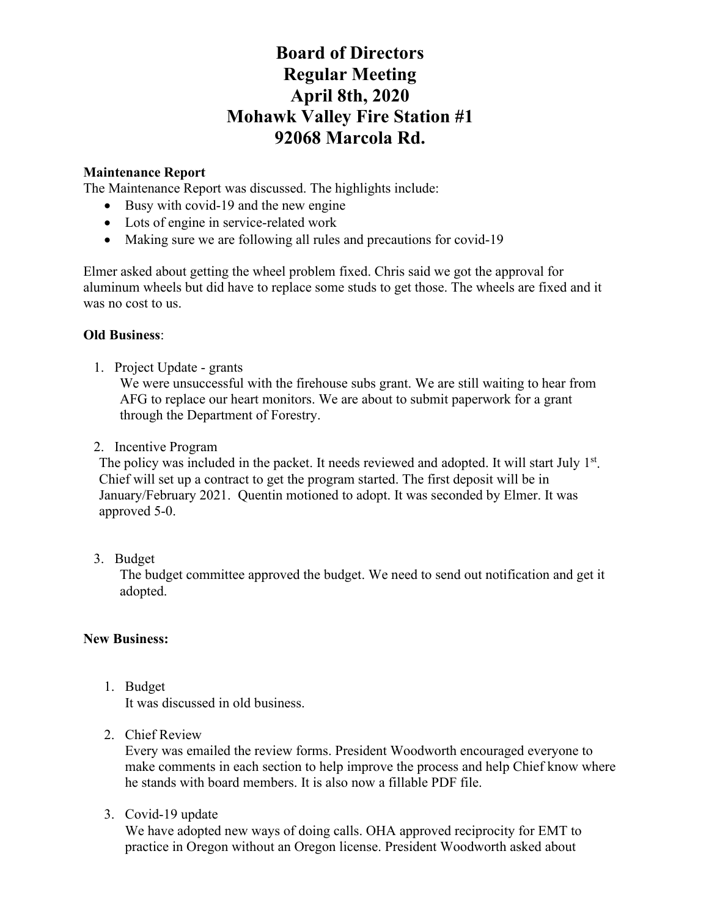# Board of Directors
# Regular Meeting
# April 8th, 2020
# Mohawk Valley Fire Station #1
# 92068 Marcola Rd.

**Maintenance Report**

The Maintenance Report was discussed. The highlights include:

- Busy with covid-19 and the new engine
- Lots of engine in service-related work
- Making sure we are following all rules and precautions for covid-19

Elmer asked about getting the wheel problem fixed. Chris said we got the approval for aluminum wheels but did have to replace some studs to get those. The wheels are fixed and it was no cost to us.

**Old Business**:

1. Project Update - grants

   We were unsuccessful with the firehouse subs grant. We are still waiting to hear from AFG to replace our heart monitors. We are about to submit paperwork for a grant through the Department of Forestry.

2. Incentive Program

   The policy was included in the packet. It needs reviewed and adopted. It will start July 1st. Chief will set up a contract to get the program started. The first deposit will be in January/February 2021. Quentin motioned to adopt. It was seconded by Elmer. It was approved 5-0.

3. Budget

   The budget committee approved the budget. We need to send out notification and get it adopted.

**New Business:**

1. Budget

   It was discussed in old business.

2. Chief Review

   Every was emailed the review forms. President Woodworth encouraged everyone to make comments in each section to help improve the process and help Chief know where he stands with board members. It is also now a fillable PDF file.

3. Covid-19 update

   We have adopted new ways of doing calls. OHA approved reciprocity for EMT to practice in Oregon without an Oregon license. President Woodworth asked about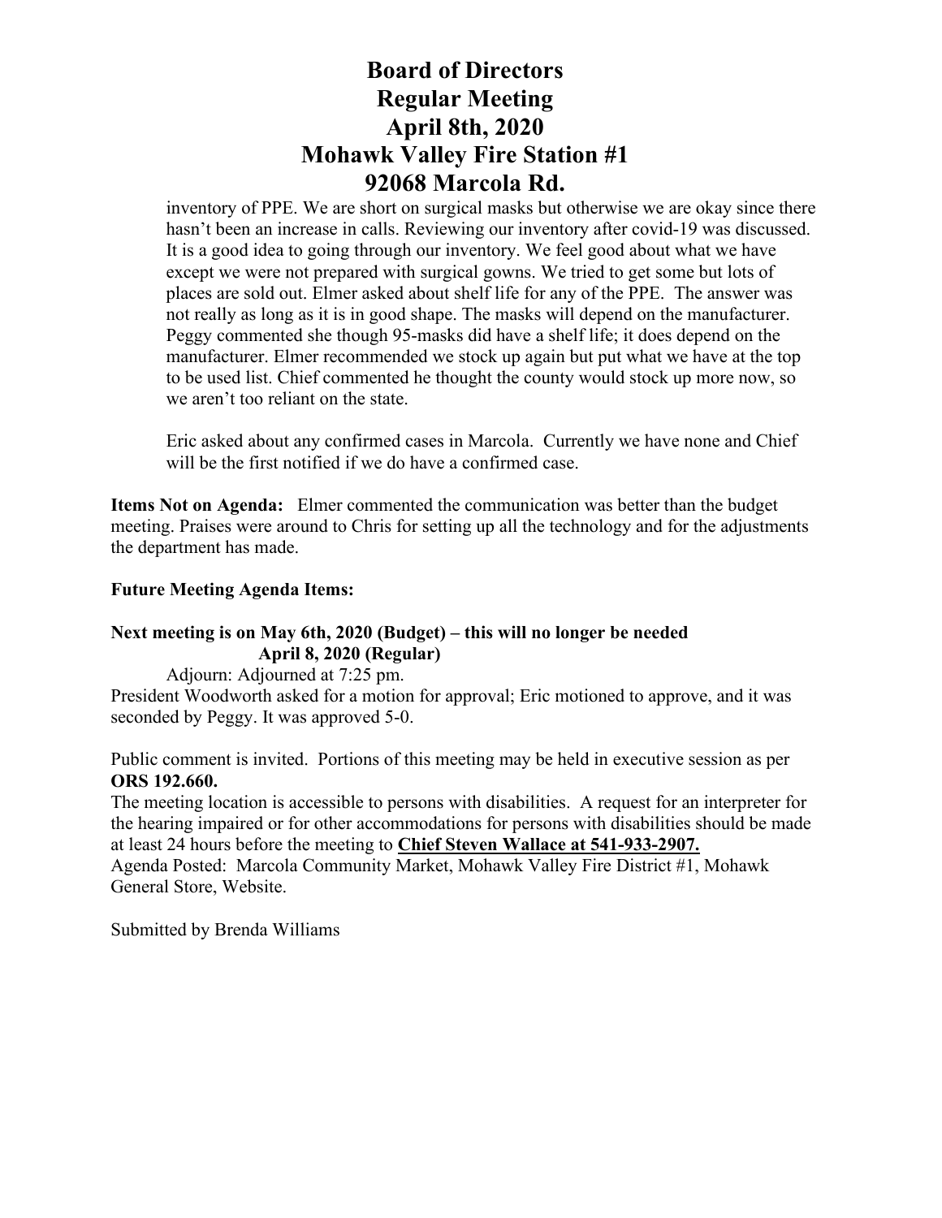# Board of Directors
# Regular Meeting
# April 8th, 2020
# Mohawk Valley Fire Station #1
# 92068 Marcola Rd.

inventory of PPE. We are short on surgical masks but otherwise we are okay since there hasn't been an increase in calls. Reviewing our inventory after covid-19 was discussed. It is a good idea to going through our inventory. We feel good about what we have except we were not prepared with surgical gowns. We tried to get some but lots of places are sold out. Elmer asked about shelf life for any of the PPE. The answer was not really as long as it is in good shape. The masks will depend on the manufacturer. Peggy commented she though 95-masks did have a shelf life; it does depend on the manufacturer. Elmer recommended we stock up again but put what we have at the top to be used list. Chief commented he thought the county would stock up more now, so we aren't too reliant on the state.

Eric asked about any confirmed cases in Marcola. Currently we have none and Chief will be the first notified if we do have a confirmed case.

**Items Not on Agenda:** Elmer commented the communication was better than the budget meeting. Praises were around to Chris for setting up all the technology and for the adjustments the department has made.

**Future Meeting Agenda Items:**

**Next meeting is on May 6th, 2020 (Budget) – this will no longer be needed**
**April 8, 2020 (Regular)**

Adjourn: Adjourned at 7:25 pm.

President Woodworth asked for a motion for approval; Eric motioned to approve, and it was seconded by Peggy. It was approved 5-0.

Public comment is invited. Portions of this meeting may be held in executive session as per **ORS 192.660.**

The meeting location is accessible to persons with disabilities. A request for an interpreter for the hearing impaired or for other accommodations for persons with disabilities should be made at least 24 hours before the meeting to **Chief Steven Wallace at 541-933-2907.**

Agenda Posted: Marcola Community Market, Mohawk Valley Fire District #1, Mohawk General Store, Website.

Submitted by Brenda Williams